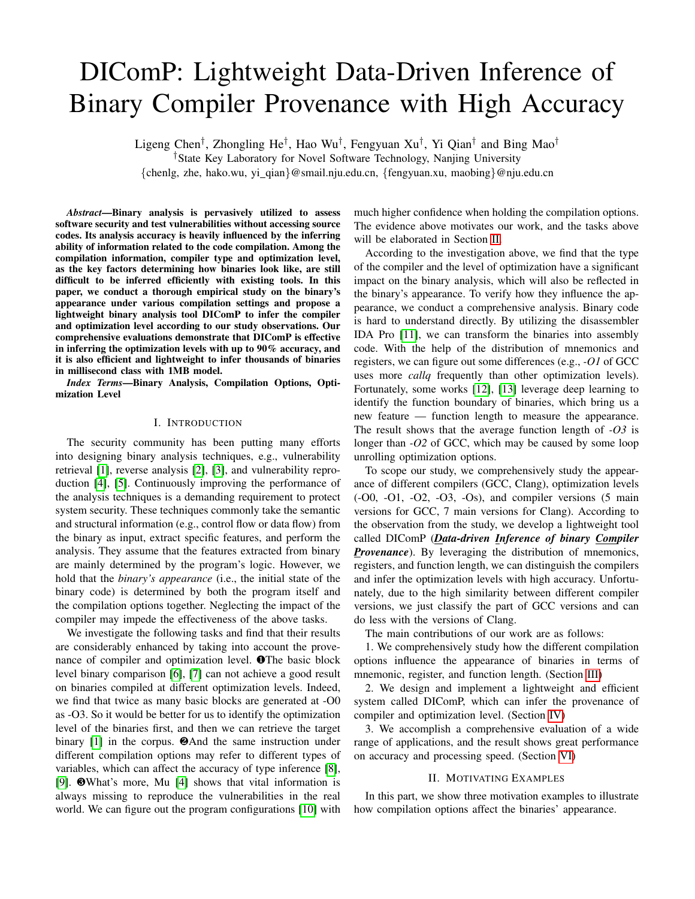# DIComP: Lightweight Data-Driven Inference of Binary Compiler Provenance with High Accuracy

Ligeng Chen[†], Zhongling He[†], Hao Wu[†], Fengyuan Xu[†], Yi Qian[†] and Bing Mao[†]

[†]State Key Laboratory for Novel Software Technology, Nanjing University

{chenlg, zhe, hako.wu, yi_qian}@smail.nju.edu.cn, {fengyuan.xu, maobing}@nju.edu.cn

***Abstract*—Binary analysis is pervasively utilized to assess software security and test vulnerabilities without accessing source codes. Its analysis accuracy is heavily influenced by the inferring ability of information related to the code compilation. Among the compilation information, compiler type and optimization level, as the key factors determining how binaries look like, are still difficult to be inferred efficiently with existing tools. In this paper, we conduct a thorough empirical study on the binary's appearance under various compilation settings and propose a lightweight binary analysis tool DIComP to infer the compiler and optimization level according to our study observations. Our comprehensive evaluations demonstrate that DIComP is effective in inferring the optimization levels with up to 90% accuracy, and it is also efficient and lightweight to infer thousands of binaries in millisecond class with 1MB model.**

***Index Terms*—Binary Analysis, Compilation Options, Optimization Level**

## I. Introduction

The security community has been putting many efforts into designing binary analysis techniques, e.g., vulnerability retrieval [1], reverse analysis [2], [3], and vulnerability reproduction [4], [5]. Continuously improving the performance of the analysis techniques is a demanding requirement to protect system security. These techniques commonly take the semantic and structural information (e.g., control flow or data flow) from the binary as input, extract specific features, and perform the analysis. They assume that the features extracted from binary are mainly determined by the program's logic. However, we hold that the *binary's appearance* (i.e., the initial state of the binary code) is determined by both the program itself and the compilation options together. Neglecting the impact of the compiler may impede the effectiveness of the above tasks.

We investigate the following tasks and find that their results are considerably enhanced by taking into account the provenance of compiler and optimization level. ❶The basic block level binary comparison [6], [7] can not achieve a good result on binaries compiled at different optimization levels. Indeed, we find that twice as many basic blocks are generated at -O0 as -O3. So it would be better for us to identify the optimization level of the binaries first, and then we can retrieve the target binary [1] in the corpus. ❷And the same instruction under different compilation options may refer to different types of variables, which can affect the accuracy of type inference [8], [9]. ❸What's more, Mu [4] shows that vital information is always missing to reproduce the vulnerabilities in the real world. We can figure out the program configurations [10] with much higher confidence when holding the compilation options. The evidence above motivates our work, and the tasks above will be elaborated in Section II.

According to the investigation above, we find that the type of the compiler and the level of optimization have a significant impact on the binary analysis, which will also be reflected in the binary's appearance. To verify how they influence the appearance, we conduct a comprehensive analysis. Binary code is hard to understand directly. By utilizing the disassembler IDA Pro [11], we can transform the binaries into assembly code. With the help of the distribution of mnemonics and registers, we can figure out some differences (e.g., *-O1* of GCC uses more *callq* frequently than other optimization levels). Fortunately, some works [12], [13] leverage deep learning to identify the function boundary of binaries, which bring us a new feature — function length to measure the appearance. The result shows that the average function length of *-O3* is longer than *-O2* of GCC, which may be caused by some loop unrolling optimization options.

To scope our study, we comprehensively study the appearance of different compilers (GCC, Clang), optimization levels (-O0, -O1, -O2, -O3, -Os), and compiler versions (5 main versions for GCC, 7 main versions for Clang). According to the observation from the study, we develop a lightweight tool called DIComP (***D**ata-driven **I**nference of binary **Com**piler **P**rovenance*). By leveraging the distribution of mnemonics, registers, and function length, we can distinguish the compilers and infer the optimization levels with high accuracy. Unfortunately, due to the high similarity between different compiler versions, we just classify the part of GCC versions and can do less with the versions of Clang.

The main contributions of our work are as follows:

1. We comprehensively study how the different compilation options influence the appearance of binaries in terms of mnemonic, register, and function length. (Section III)

2. We design and implement a lightweight and efficient system called DIComP, which can infer the provenance of compiler and optimization level. (Section IV)

3. We accomplish a comprehensive evaluation of a wide range of applications, and the result shows great performance on accuracy and processing speed. (Section VI)

## II. Motivating Examples

In this part, we show three motivation examples to illustrate how compilation options affect the binaries' appearance.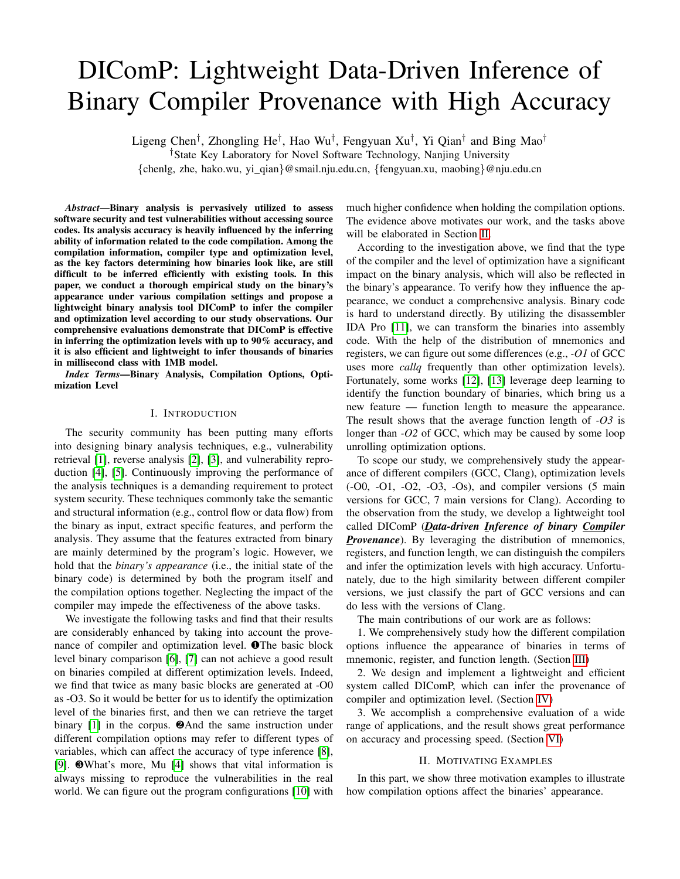# DIComP: Lightweight Data-Driven Inference of Binary Compiler Provenance with High Accuracy

Ligeng Chen†, Zhongling He†, Hao Wu†, Fengyuan Xu†, Yi Qian† and Bing Mao†

†State Key Laboratory for Novel Software Technology, Nanjing University

{chenlg, zhe, hako.wu, yi_qian}@smail.nju.edu.cn, {fengyuan.xu, maobing}@nju.edu.cn

***Abstract*—Binary analysis is pervasively utilized to assess software security and test vulnerabilities without accessing source codes. Its analysis accuracy is heavily influenced by the inferring ability of information related to the code compilation. Among the compilation information, compiler type and optimization level, as the key factors determining how binaries look like, are still difficult to be inferred efficiently with existing tools. In this paper, we conduct a thorough empirical study on the binary's appearance under various compilation settings and propose a lightweight binary analysis tool DIComP to infer the compiler and optimization level according to our study observations. Our comprehensive evaluations demonstrate that DIComP is effective in inferring the optimization levels with up to 90% accuracy, and it is also efficient and lightweight to infer thousands of binaries in millisecond class with 1MB model.**

***Index Terms*—Binary Analysis, Compilation Options, Optimization Level**

## I. Introduction

The security community has been putting many efforts into designing binary analysis techniques, e.g., vulnerability retrieval [1], reverse analysis [2], [3], and vulnerability reproduction [4], [5]. Continuously improving the performance of the analysis techniques is a demanding requirement to protect system security. These techniques commonly take the semantic and structural information (e.g., control flow or data flow) from the binary as input, extract specific features, and perform the analysis. They assume that the features extracted from binary are mainly determined by the program's logic. However, we hold that the *binary's appearance* (i.e., the initial state of the binary code) is determined by both the program itself and the compilation options together. Neglecting the impact of the compiler may impede the effectiveness of the above tasks.

We investigate the following tasks and find that their results are considerably enhanced by taking into account the provenance of compiler and optimization level. ❶The basic block level binary comparison [6], [7] can not achieve a good result on binaries compiled at different optimization levels. Indeed, we find that twice as many basic blocks are generated at -O0 as -O3. So it would be better for us to identify the optimization level of the binaries first, and then we can retrieve the target binary [1] in the corpus. ❷And the same instruction under different compilation options may refer to different types of variables, which can affect the accuracy of type inference [8], [9]. ❸What's more, Mu [4] shows that vital information is always missing to reproduce the vulnerabilities in the real world. We can figure out the program configurations [10] with much higher confidence when holding the compilation options. The evidence above motivates our work, and the tasks above will be elaborated in Section II.

According to the investigation above, we find that the type of the compiler and the level of optimization have a significant impact on the binary analysis, which will also be reflected in the binary's appearance. To verify how they influence the appearance, we conduct a comprehensive analysis. Binary code is hard to understand directly. By utilizing the disassembler IDA Pro [11], we can transform the binaries into assembly code. With the help of the distribution of mnemonics and registers, we can figure out some differences (e.g., *-O1* of GCC uses more *callq* frequently than other optimization levels). Fortunately, some works [12], [13] leverage deep learning to identify the function boundary of binaries, which bring us a new feature — function length to measure the appearance. The result shows that the average function length of *-O3* is longer than *-O2* of GCC, which may be caused by some loop unrolling optimization options.

To scope our study, we comprehensively study the appearance of different compilers (GCC, Clang), optimization levels (-O0, -O1, -O2, -O3, -Os), and compiler versions (5 main versions for GCC, 7 main versions for Clang). According to the observation from the study, we develop a lightweight tool called DIComP (***D**ata-driven **I**nference of binary **Com**piler **P**rovenance*). By leveraging the distribution of mnemonics, registers, and function length, we can distinguish the compilers and infer the optimization levels with high accuracy. Unfortunately, due to the high similarity between different compiler versions, we just classify the part of GCC versions and can do less with the versions of Clang.

The main contributions of our work are as follows:

1. We comprehensively study how the different compilation options influence the appearance of binaries in terms of mnemonic, register, and function length. (Section III)

2. We design and implement a lightweight and efficient system called DIComP, which can infer the provenance of compiler and optimization level. (Section IV)

3. We accomplish a comprehensive evaluation of a wide range of applications, and the result shows great performance on accuracy and processing speed. (Section VI)

## II. Motivating Examples

In this part, we show three motivation examples to illustrate how compilation options affect the binaries' appearance.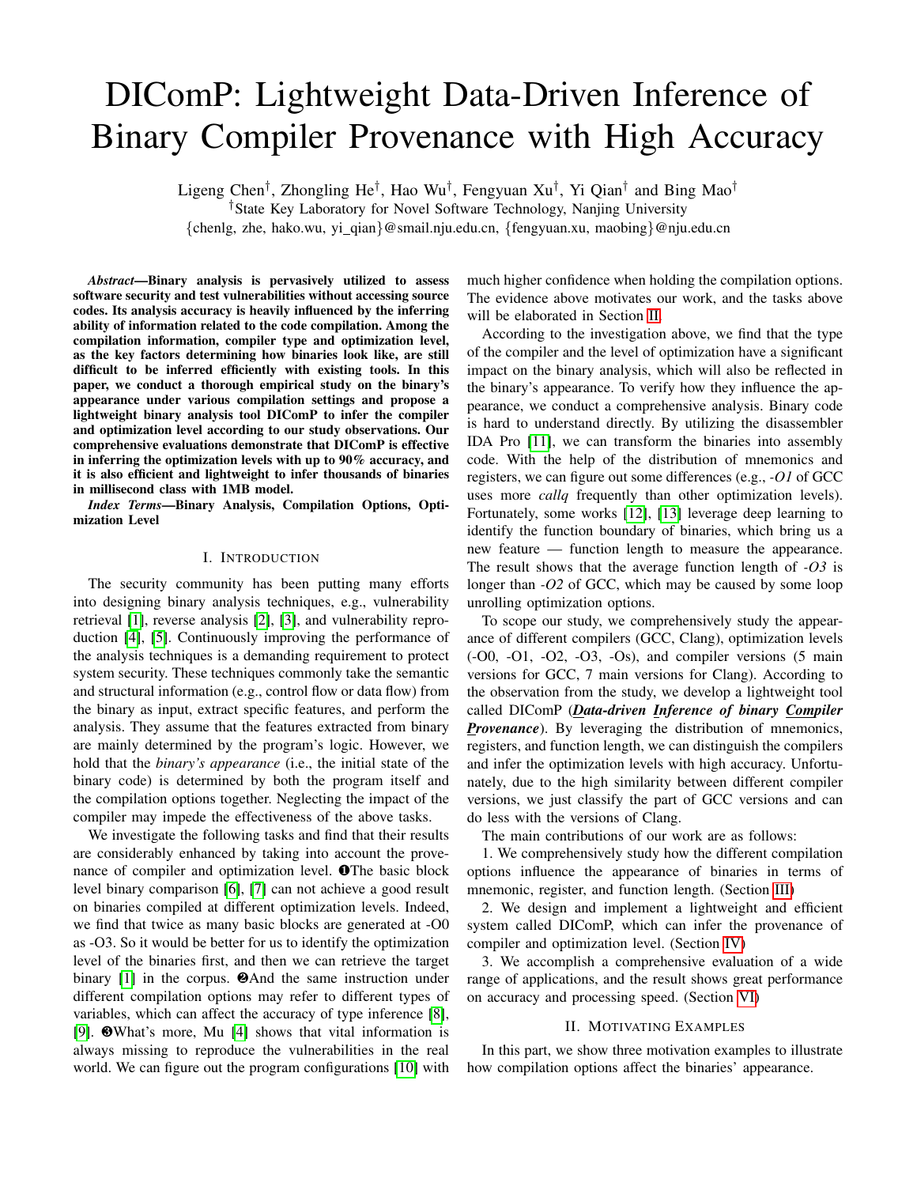# DIComP: Lightweight Data-Driven Inference of Binary Compiler Provenance with High Accuracy

Ligeng Chen†, Zhongling He†, Hao Wu†, Fengyuan Xu†, Yi Qian† and Bing Mao†

†State Key Laboratory for Novel Software Technology, Nanjing University

{chenlg, zhe, hako.wu, yi_qian}@smail.nju.edu.cn, {fengyuan.xu, maobing}@nju.edu.cn

***Abstract*—Binary analysis is pervasively utilized to assess software security and test vulnerabilities without accessing source codes. Its analysis accuracy is heavily influenced by the inferring ability of information related to the code compilation. Among the compilation information, compiler type and optimization level, as the key factors determining how binaries look like, are still difficult to be inferred efficiently with existing tools. In this paper, we conduct a thorough empirical study on the binary's appearance under various compilation settings and propose a lightweight binary analysis tool DIComP to infer the compiler and optimization level according to our study observations. Our comprehensive evaluations demonstrate that DIComP is effective in inferring the optimization levels with up to 90% accuracy, and it is also efficient and lightweight to infer thousands of binaries in millisecond class with 1MB model.**

***Index Terms*—Binary Analysis, Compilation Options, Optimization Level**

## I. Introduction

The security community has been putting many efforts into designing binary analysis techniques, e.g., vulnerability retrieval [1], reverse analysis [2], [3], and vulnerability reproduction [4], [5]. Continuously improving the performance of the analysis techniques is a demanding requirement to protect system security. These techniques commonly take the semantic and structural information (e.g., control flow or data flow) from the binary as input, extract specific features, and perform the analysis. They assume that the features extracted from binary are mainly determined by the program's logic. However, we hold that the *binary's appearance* (i.e., the initial state of the binary code) is determined by both the program itself and the compilation options together. Neglecting the impact of the compiler may impede the effectiveness of the above tasks.

We investigate the following tasks and find that their results are considerably enhanced by taking into account the provenance of compiler and optimization level. ❶The basic block level binary comparison [6], [7] can not achieve a good result on binaries compiled at different optimization levels. Indeed, we find that twice as many basic blocks are generated at -O0 as -O3. So it would be better for us to identify the optimization level of the binaries first, and then we can retrieve the target binary [1] in the corpus. ❷And the same instruction under different compilation options may refer to different types of variables, which can affect the accuracy of type inference [8], [9]. ❸What's more, Mu [4] shows that vital information is always missing to reproduce the vulnerabilities in the real world. We can figure out the program configurations [10] with much higher confidence when holding the compilation options. The evidence above motivates our work, and the tasks above will be elaborated in Section II.

According to the investigation above, we find that the type of the compiler and the level of optimization have a significant impact on the binary analysis, which will also be reflected in the binary's appearance. To verify how they influence the appearance, we conduct a comprehensive analysis. Binary code is hard to understand directly. By utilizing the disassembler IDA Pro [11], we can transform the binaries into assembly code. With the help of the distribution of mnemonics and registers, we can figure out some differences (e.g., *-O1* of GCC uses more *callq* frequently than other optimization levels). Fortunately, some works [12], [13] leverage deep learning to identify the function boundary of binaries, which bring us a new feature — function length to measure the appearance. The result shows that the average function length of *-O3* is longer than *-O2* of GCC, which may be caused by some loop unrolling optimization options.

To scope our study, we comprehensively study the appearance of different compilers (GCC, Clang), optimization levels (-O0, -O1, -O2, -O3, -Os), and compiler versions (5 main versions for GCC, 7 main versions for Clang). According to the observation from the study, we develop a lightweight tool called DIComP (***D**ata-driven **I**nference of binary **Com**piler **P**rovenance*). By leveraging the distribution of mnemonics, registers, and function length, we can distinguish the compilers and infer the optimization levels with high accuracy. Unfortunately, due to the high similarity between different compiler versions, we just classify the part of GCC versions and can do less with the versions of Clang.

The main contributions of our work are as follows:

1. We comprehensively study how the different compilation options influence the appearance of binaries in terms of mnemonic, register, and function length. (Section III)

2. We design and implement a lightweight and efficient system called DIComP, which can infer the provenance of compiler and optimization level. (Section IV)

3. We accomplish a comprehensive evaluation of a wide range of applications, and the result shows great performance on accuracy and processing speed. (Section VI)

## II. Motivating Examples

In this part, we show three motivation examples to illustrate how compilation options affect the binaries' appearance.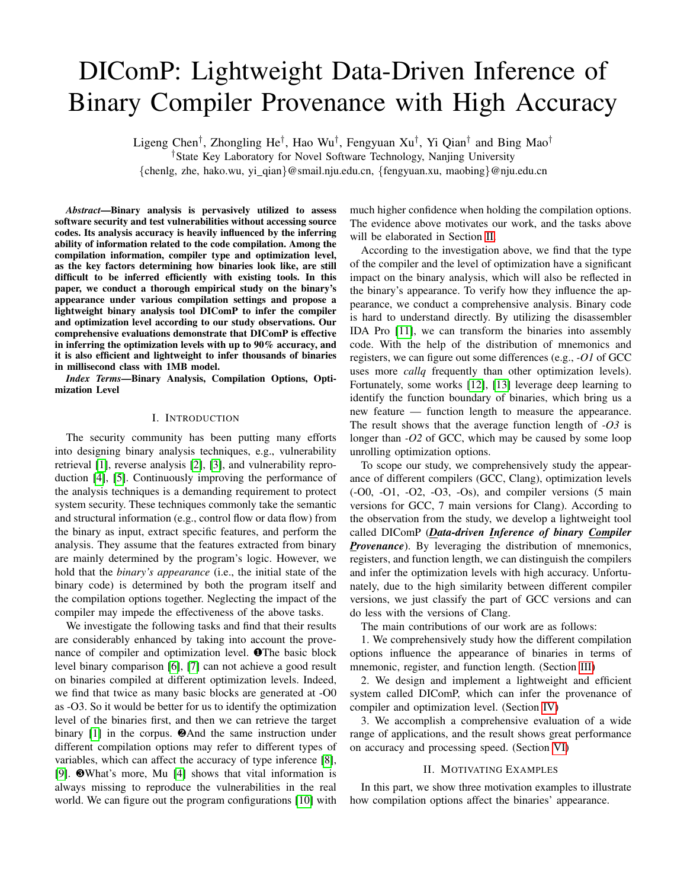# DIComP: Lightweight Data-Driven Inference of Binary Compiler Provenance with High Accuracy

Ligeng Chen†, Zhongling He†, Hao Wu†, Fengyuan Xu†, Yi Qian† and Bing Mao†

†State Key Laboratory for Novel Software Technology, Nanjing University

{chenlg, zhe, hako.wu, yi_qian}@smail.nju.edu.cn, {fengyuan.xu, maobing}@nju.edu.cn

***Abstract*—Binary analysis is pervasively utilized to assess software security and test vulnerabilities without accessing source codes. Its analysis accuracy is heavily influenced by the inferring ability of information related to the code compilation. Among the compilation information, compiler type and optimization level, as the key factors determining how binaries look like, are still difficult to be inferred efficiently with existing tools. In this paper, we conduct a thorough empirical study on the binary's appearance under various compilation settings and propose a lightweight binary analysis tool DIComP to infer the compiler and optimization level according to our study observations. Our comprehensive evaluations demonstrate that DIComP is effective in inferring the optimization levels with up to 90% accuracy, and it is also efficient and lightweight to infer thousands of binaries in millisecond class with 1MB model.**

***Index Terms*—Binary Analysis, Compilation Options, Optimization Level**

## I. Introduction

The security community has been putting many efforts into designing binary analysis techniques, e.g., vulnerability retrieval [1], reverse analysis [2], [3], and vulnerability reproduction [4], [5]. Continuously improving the performance of the analysis techniques is a demanding requirement to protect system security. These techniques commonly take the semantic and structural information (e.g., control flow or data flow) from the binary as input, extract specific features, and perform the analysis. They assume that the features extracted from binary are mainly determined by the program's logic. However, we hold that the *binary's appearance* (i.e., the initial state of the binary code) is determined by both the program itself and the compilation options together. Neglecting the impact of the compiler may impede the effectiveness of the above tasks.

We investigate the following tasks and find that their results are considerably enhanced by taking into account the provenance of compiler and optimization level. ❶The basic block level binary comparison [6], [7] can not achieve a good result on binaries compiled at different optimization levels. Indeed, we find that twice as many basic blocks are generated at -O0 as -O3. So it would be better for us to identify the optimization level of the binaries first, and then we can retrieve the target binary [1] in the corpus. ❷And the same instruction under different compilation options may refer to different types of variables, which can affect the accuracy of type inference [8], [9]. ❸What's more, Mu [4] shows that vital information is always missing to reproduce the vulnerabilities in the real world. We can figure out the program configurations [10] with much higher confidence when holding the compilation options. The evidence above motivates our work, and the tasks above will be elaborated in Section II.

According to the investigation above, we find that the type of the compiler and the level of optimization have a significant impact on the binary analysis, which will also be reflected in the binary's appearance. To verify how they influence the appearance, we conduct a comprehensive analysis. Binary code is hard to understand directly. By utilizing the disassembler IDA Pro [11], we can transform the binaries into assembly code. With the help of the distribution of mnemonics and registers, we can figure out some differences (e.g., *-O1* of GCC uses more *callq* frequently than other optimization levels). Fortunately, some works [12], [13] leverage deep learning to identify the function boundary of binaries, which bring us a new feature — function length to measure the appearance. The result shows that the average function length of *-O3* is longer than *-O2* of GCC, which may be caused by some loop unrolling optimization options.

To scope our study, we comprehensively study the appearance of different compilers (GCC, Clang), optimization levels (-O0, -O1, -O2, -O3, -Os), and compiler versions (5 main versions for GCC, 7 main versions for Clang). According to the observation from the study, we develop a lightweight tool called DIComP (***D****ata-driven* ***I****nference of binary* ***Com****piler* ***P****rovenance*). By leveraging the distribution of mnemonics, registers, and function length, we can distinguish the compilers and infer the optimization levels with high accuracy. Unfortunately, due to the high similarity between different compiler versions, we just classify the part of GCC versions and can do less with the versions of Clang.

The main contributions of our work are as follows:

1. We comprehensively study how the different compilation options influence the appearance of binaries in terms of mnemonic, register, and function length. (Section III)

2. We design and implement a lightweight and efficient system called DIComP, which can infer the provenance of compiler and optimization level. (Section IV)

3. We accomplish a comprehensive evaluation of a wide range of applications, and the result shows great performance on accuracy and processing speed. (Section VI)

## II. Motivating Examples

In this part, we show three motivation examples to illustrate how compilation options affect the binaries' appearance.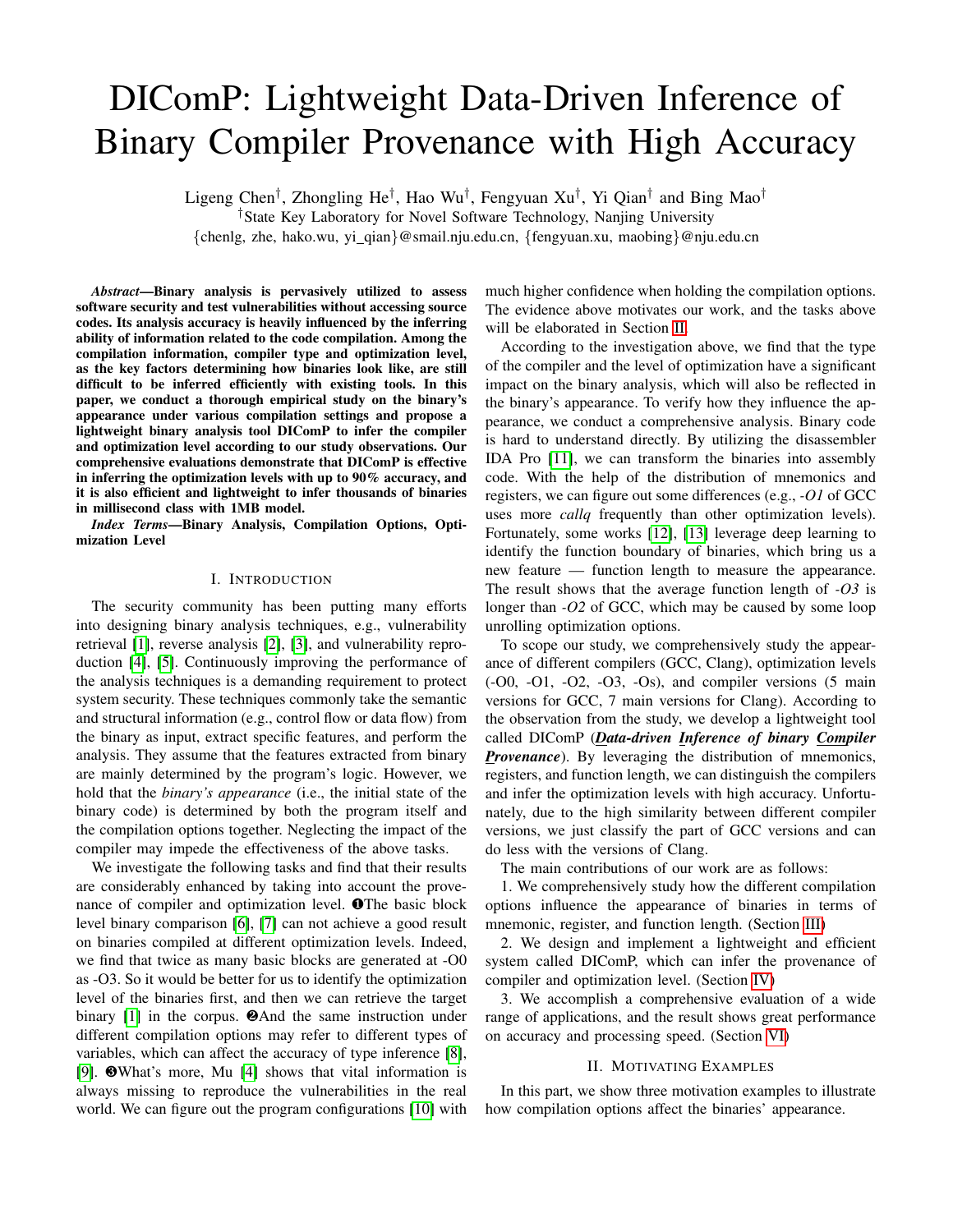# DIComP: Lightweight Data-Driven Inference of Binary Compiler Provenance with High Accuracy

Ligeng Chen[†], Zhongling He[†], Hao Wu[†], Fengyuan Xu[†], Yi Qian[†] and Bing Mao[†]

[†]State Key Laboratory for Novel Software Technology, Nanjing University

{chenlg, zhe, hako.wu, yi_qian}@smail.nju.edu.cn, {fengyuan.xu, maobing}@nju.edu.cn

***Abstract*—Binary analysis is pervasively utilized to assess software security and test vulnerabilities without accessing source codes. Its analysis accuracy is heavily influenced by the inferring ability of information related to the code compilation. Among the compilation information, compiler type and optimization level, as the key factors determining how binaries look like, are still difficult to be inferred efficiently with existing tools. In this paper, we conduct a thorough empirical study on the binary's appearance under various compilation settings and propose a lightweight binary analysis tool DIComP to infer the compiler and optimization level according to our study observations. Our comprehensive evaluations demonstrate that DIComP is effective in inferring the optimization levels with up to 90% accuracy, and it is also efficient and lightweight to infer thousands of binaries in millisecond class with 1MB model.**

***Index Terms*—Binary Analysis, Compilation Options, Optimization Level**

## I. Introduction

The security community has been putting many efforts into designing binary analysis techniques, e.g., vulnerability retrieval [1], reverse analysis [2], [3], and vulnerability reproduction [4], [5]. Continuously improving the performance of the analysis techniques is a demanding requirement to protect system security. These techniques commonly take the semantic and structural information (e.g., control flow or data flow) from the binary as input, extract specific features, and perform the analysis. They assume that the features extracted from binary are mainly determined by the program's logic. However, we hold that the *binary's appearance* (i.e., the initial state of the binary code) is determined by both the program itself and the compilation options together. Neglecting the impact of the compiler may impede the effectiveness of the above tasks.

We investigate the following tasks and find that their results are considerably enhanced by taking into account the provenance of compiler and optimization level. ❶The basic block level binary comparison [6], [7] can not achieve a good result on binaries compiled at different optimization levels. Indeed, we find that twice as many basic blocks are generated at -O0 as -O3. So it would be better for us to identify the optimization level of the binaries first, and then we can retrieve the target binary [1] in the corpus. ❷And the same instruction under different compilation options may refer to different types of variables, which can affect the accuracy of type inference [8], [9]. ❸What's more, Mu [4] shows that vital information is always missing to reproduce the vulnerabilities in the real world. We can figure out the program configurations [10] with much higher confidence when holding the compilation options. The evidence above motivates our work, and the tasks above will be elaborated in Section II.

According to the investigation above, we find that the type of the compiler and the level of optimization have a significant impact on the binary analysis, which will also be reflected in the binary's appearance. To verify how they influence the appearance, we conduct a comprehensive analysis. Binary code is hard to understand directly. By utilizing the disassembler IDA Pro [11], we can transform the binaries into assembly code. With the help of the distribution of mnemonics and registers, we can figure out some differences (e.g., *-O1* of GCC uses more *callq* frequently than other optimization levels). Fortunately, some works [12], [13] leverage deep learning to identify the function boundary of binaries, which bring us a new feature — function length to measure the appearance. The result shows that the average function length of *-O3* is longer than *-O2* of GCC, which may be caused by some loop unrolling optimization options.

To scope our study, we comprehensively study the appearance of different compilers (GCC, Clang), optimization levels (-O0, -O1, -O2, -O3, -Os), and compiler versions (5 main versions for GCC, 7 main versions for Clang). According to the observation from the study, we develop a lightweight tool called DIComP (***D**ata-driven **I**nference of binary **Com**piler **P**rovenance*). By leveraging the distribution of mnemonics, registers, and function length, we can distinguish the compilers and infer the optimization levels with high accuracy. Unfortunately, due to the high similarity between different compiler versions, we just classify the part of GCC versions and can do less with the versions of Clang.

The main contributions of our work are as follows:

1. We comprehensively study how the different compilation options influence the appearance of binaries in terms of mnemonic, register, and function length. (Section III)

2. We design and implement a lightweight and efficient system called DIComP, which can infer the provenance of compiler and optimization level. (Section IV)

3. We accomplish a comprehensive evaluation of a wide range of applications, and the result shows great performance on accuracy and processing speed. (Section VI)

## II. Motivating Examples

In this part, we show three motivation examples to illustrate how compilation options affect the binaries' appearance.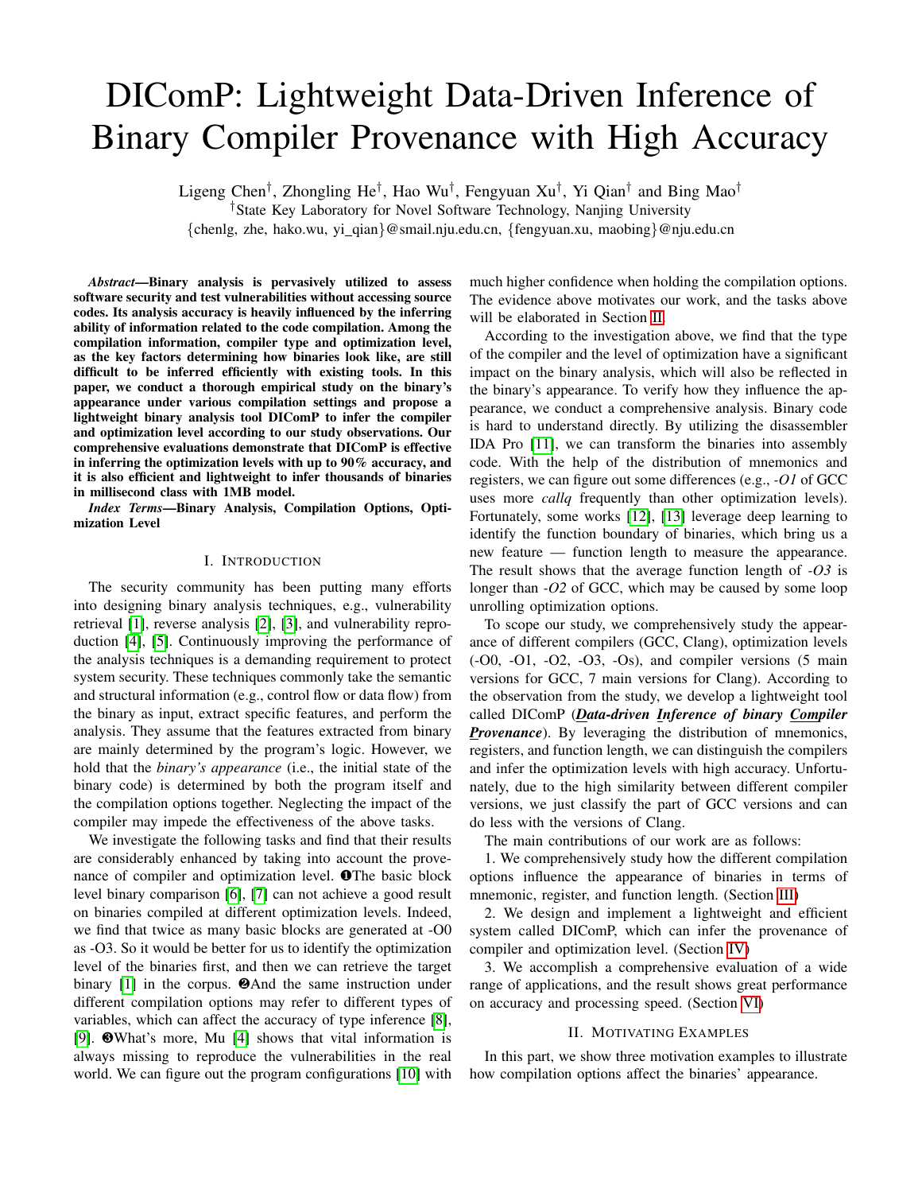# DIComP: Lightweight Data-Driven Inference of Binary Compiler Provenance with High Accuracy

Ligeng Chen†, Zhongling He†, Hao Wu†, Fengyuan Xu†, Yi Qian† and Bing Mao†

†State Key Laboratory for Novel Software Technology, Nanjing University

{chenlg, zhe, hako.wu, yi_qian}@smail.nju.edu.cn, {fengyuan.xu, maobing}@nju.edu.cn

***Abstract*—Binary analysis is pervasively utilized to assess software security and test vulnerabilities without accessing source codes. Its analysis accuracy is heavily influenced by the inferring ability of information related to the code compilation. Among the compilation information, compiler type and optimization level, as the key factors determining how binaries look like, are still difficult to be inferred efficiently with existing tools. In this paper, we conduct a thorough empirical study on the binary's appearance under various compilation settings and propose a lightweight binary analysis tool DIComP to infer the compiler and optimization level according to our study observations. Our comprehensive evaluations demonstrate that DIComP is effective in inferring the optimization levels with up to 90% accuracy, and it is also efficient and lightweight to infer thousands of binaries in millisecond class with 1MB model.**

***Index Terms*—Binary Analysis, Compilation Options, Optimization Level**

## I. Introduction

The security community has been putting many efforts into designing binary analysis techniques, e.g., vulnerability retrieval [1], reverse analysis [2], [3], and vulnerability reproduction [4], [5]. Continuously improving the performance of the analysis techniques is a demanding requirement to protect system security. These techniques commonly take the semantic and structural information (e.g., control flow or data flow) from the binary as input, extract specific features, and perform the analysis. They assume that the features extracted from binary are mainly determined by the program's logic. However, we hold that the *binary's appearance* (i.e., the initial state of the binary code) is determined by both the program itself and the compilation options together. Neglecting the impact of the compiler may impede the effectiveness of the above tasks.

We investigate the following tasks and find that their results are considerably enhanced by taking into account the provenance of compiler and optimization level. ❶The basic block level binary comparison [6], [7] can not achieve a good result on binaries compiled at different optimization levels. Indeed, we find that twice as many basic blocks are generated at -O0 as -O3. So it would be better for us to identify the optimization level of the binaries first, and then we can retrieve the target binary [1] in the corpus. ❷And the same instruction under different compilation options may refer to different types of variables, which can affect the accuracy of type inference [8], [9]. ❸What's more, Mu [4] shows that vital information is always missing to reproduce the vulnerabilities in the real world. We can figure out the program configurations [10] with much higher confidence when holding the compilation options. The evidence above motivates our work, and the tasks above will be elaborated in Section II.

According to the investigation above, we find that the type of the compiler and the level of optimization have a significant impact on the binary analysis, which will also be reflected in the binary's appearance. To verify how they influence the appearance, we conduct a comprehensive analysis. Binary code is hard to understand directly. By utilizing the disassembler IDA Pro [11], we can transform the binaries into assembly code. With the help of the distribution of mnemonics and registers, we can figure out some differences (e.g., *-O1* of GCC uses more *callq* frequently than other optimization levels). Fortunately, some works [12], [13] leverage deep learning to identify the function boundary of binaries, which bring us a new feature — function length to measure the appearance. The result shows that the average function length of *-O3* is longer than *-O2* of GCC, which may be caused by some loop unrolling optimization options.

To scope our study, we comprehensively study the appearance of different compilers (GCC, Clang), optimization levels (-O0, -O1, -O2, -O3, -Os), and compiler versions (5 main versions for GCC, 7 main versions for Clang). According to the observation from the study, we develop a lightweight tool called DIComP (***D**ata-driven **I**nference of binary **Com**piler **P**rovenance*). By leveraging the distribution of mnemonics, registers, and function length, we can distinguish the compilers and infer the optimization levels with high accuracy. Unfortunately, due to the high similarity between different compiler versions, we just classify the part of GCC versions and can do less with the versions of Clang.

The main contributions of our work are as follows:

1. We comprehensively study how the different compilation options influence the appearance of binaries in terms of mnemonic, register, and function length. (Section III)

2. We design and implement a lightweight and efficient system called DIComP, which can infer the provenance of compiler and optimization level. (Section IV)

3. We accomplish a comprehensive evaluation of a wide range of applications, and the result shows great performance on accuracy and processing speed. (Section VI)

## II. Motivating Examples

In this part, we show three motivation examples to illustrate how compilation options affect the binaries' appearance.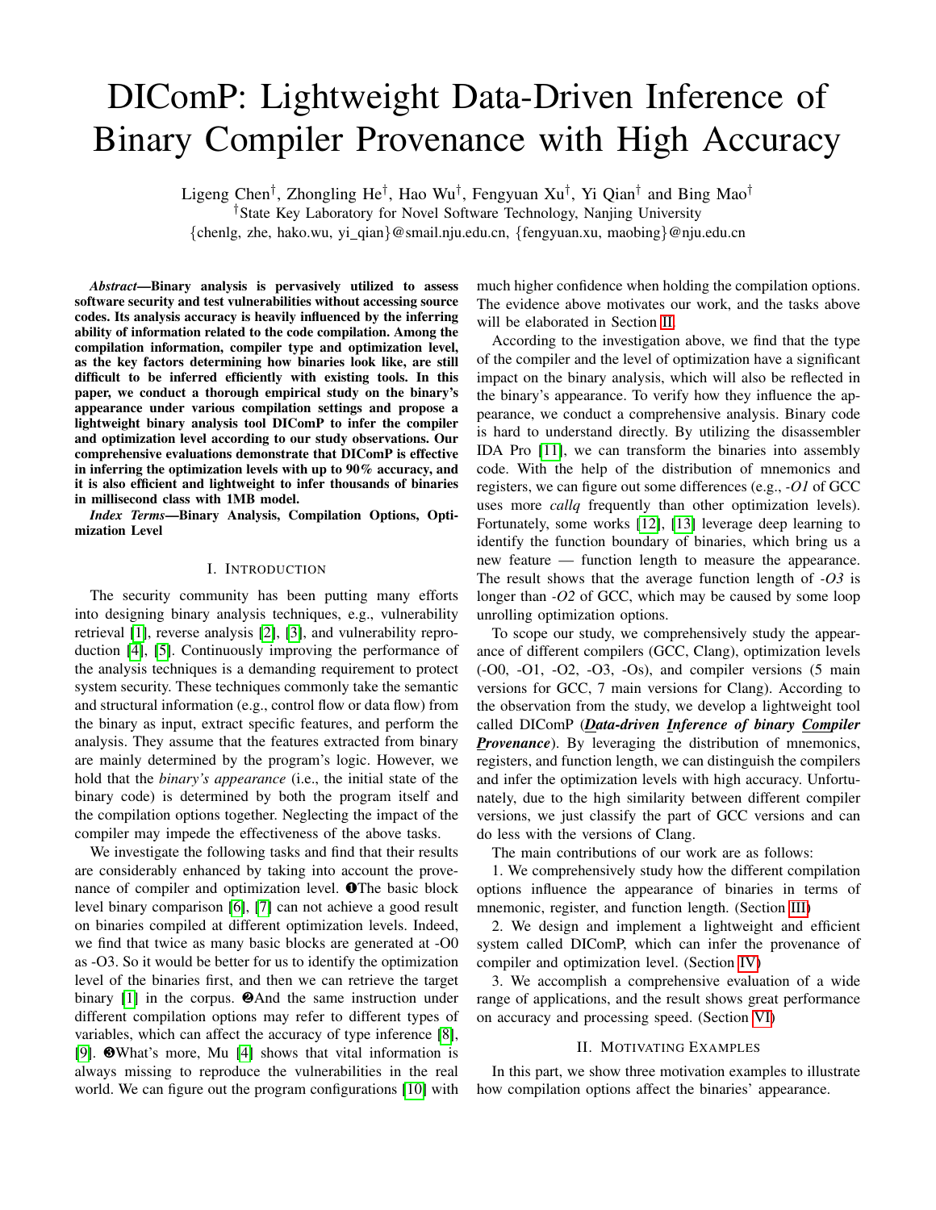# DIComP: Lightweight Data-Driven Inference of Binary Compiler Provenance with High Accuracy

Ligeng Chen[†], Zhongling He[†], Hao Wu[†], Fengyuan Xu[†], Yi Qian[†] and Bing Mao[†]

[†]State Key Laboratory for Novel Software Technology, Nanjing University

{chenlg, zhe, hako.wu, yi_qian}@smail.nju.edu.cn, {fengyuan.xu, maobing}@nju.edu.cn

***Abstract*—Binary analysis is pervasively utilized to assess software security and test vulnerabilities without accessing source codes. Its analysis accuracy is heavily influenced by the inferring ability of information related to the code compilation. Among the compilation information, compiler type and optimization level, as the key factors determining how binaries look like, are still difficult to be inferred efficiently with existing tools. In this paper, we conduct a thorough empirical study on the binary's appearance under various compilation settings and propose a lightweight binary analysis tool DIComP to infer the compiler and optimization level according to our study observations. Our comprehensive evaluations demonstrate that DIComP is effective in inferring the optimization levels with up to 90% accuracy, and it is also efficient and lightweight to infer thousands of binaries in millisecond class with 1MB model.**

***Index Terms*—Binary Analysis, Compilation Options, Optimization Level**

## I. Introduction

The security community has been putting many efforts into designing binary analysis techniques, e.g., vulnerability retrieval [1], reverse analysis [2], [3], and vulnerability reproduction [4], [5]. Continuously improving the performance of the analysis techniques is a demanding requirement to protect system security. These techniques commonly take the semantic and structural information (e.g., control flow or data flow) from the binary as input, extract specific features, and perform the analysis. They assume that the features extracted from binary are mainly determined by the program's logic. However, we hold that the *binary's appearance* (i.e., the initial state of the binary code) is determined by both the program itself and the compilation options together. Neglecting the impact of the compiler may impede the effectiveness of the above tasks.

We investigate the following tasks and find that their results are considerably enhanced by taking into account the provenance of compiler and optimization level. ❶The basic block level binary comparison [6], [7] can not achieve a good result on binaries compiled at different optimization levels. Indeed, we find that twice as many basic blocks are generated at -O0 as -O3. So it would be better for us to identify the optimization level of the binaries first, and then we can retrieve the target binary [1] in the corpus. ❷And the same instruction under different compilation options may refer to different types of variables, which can affect the accuracy of type inference [8], [9]. ❸What's more, Mu [4] shows that vital information is always missing to reproduce the vulnerabilities in the real world. We can figure out the program configurations [10] with much higher confidence when holding the compilation options. The evidence above motivates our work, and the tasks above will be elaborated in Section II.

According to the investigation above, we find that the type of the compiler and the level of optimization have a significant impact on the binary analysis, which will also be reflected in the binary's appearance. To verify how they influence the appearance, we conduct a comprehensive analysis. Binary code is hard to understand directly. By utilizing the disassembler IDA Pro [11], we can transform the binaries into assembly code. With the help of the distribution of mnemonics and registers, we can figure out some differences (e.g., *-O1* of GCC uses more *callq* frequently than other optimization levels). Fortunately, some works [12], [13] leverage deep learning to identify the function boundary of binaries, which bring us a new feature — function length to measure the appearance. The result shows that the average function length of *-O3* is longer than *-O2* of GCC, which may be caused by some loop unrolling optimization options.

To scope our study, we comprehensively study the appearance of different compilers (GCC, Clang), optimization levels (-O0, -O1, -O2, -O3, -Os), and compiler versions (5 main versions for GCC, 7 main versions for Clang). According to the observation from the study, we develop a lightweight tool called DIComP (***D**ata-driven **I**nference of binary **Com**piler **P**rovenance*). By leveraging the distribution of mnemonics, registers, and function length, we can distinguish the compilers and infer the optimization levels with high accuracy. Unfortunately, due to the high similarity between different compiler versions, we just classify the part of GCC versions and can do less with the versions of Clang.

The main contributions of our work are as follows:

1. We comprehensively study how the different compilation options influence the appearance of binaries in terms of mnemonic, register, and function length. (Section III)

2. We design and implement a lightweight and efficient system called DIComP, which can infer the provenance of compiler and optimization level. (Section IV)

3. We accomplish a comprehensive evaluation of a wide range of applications, and the result shows great performance on accuracy and processing speed. (Section VI)

## II. Motivating Examples

In this part, we show three motivation examples to illustrate how compilation options affect the binaries' appearance.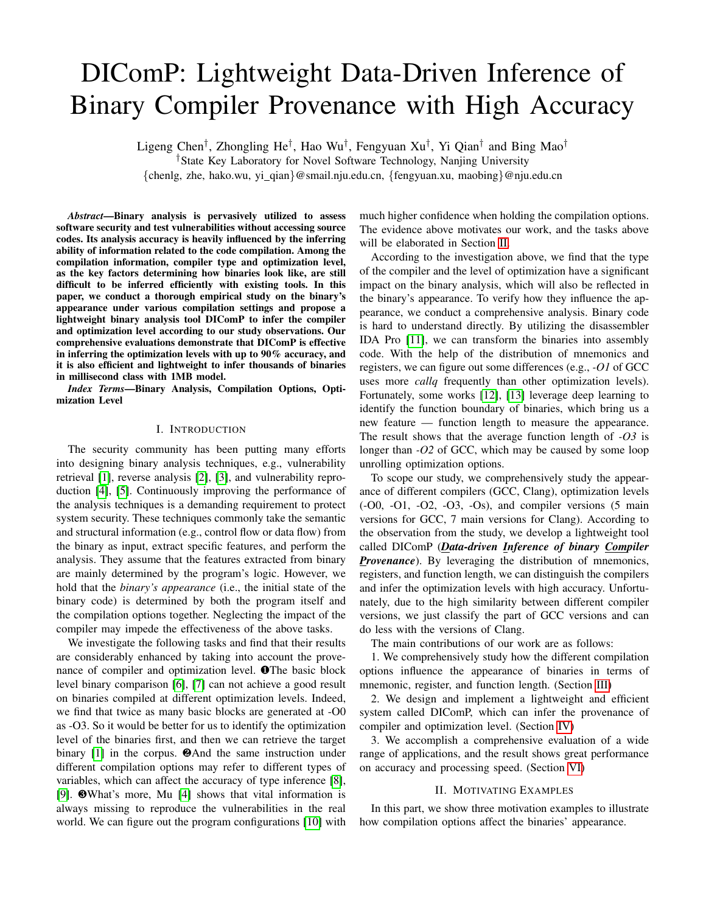# DIComP: Lightweight Data-Driven Inference of Binary Compiler Provenance with High Accuracy

Ligeng Chen†, Zhongling He†, Hao Wu†, Fengyuan Xu†, Yi Qian† and Bing Mao†

†State Key Laboratory for Novel Software Technology, Nanjing University

{chenlg, zhe, hako.wu, yi_qian}@smail.nju.edu.cn, {fengyuan.xu, maobing}@nju.edu.cn

***Abstract*—Binary analysis is pervasively utilized to assess software security and test vulnerabilities without accessing source codes. Its analysis accuracy is heavily influenced by the inferring ability of information related to the code compilation. Among the compilation information, compiler type and optimization level, as the key factors determining how binaries look like, are still difficult to be inferred efficiently with existing tools. In this paper, we conduct a thorough empirical study on the binary's appearance under various compilation settings and propose a lightweight binary analysis tool DIComP to infer the compiler and optimization level according to our study observations. Our comprehensive evaluations demonstrate that DIComP is effective in inferring the optimization levels with up to 90% accuracy, and it is also efficient and lightweight to infer thousands of binaries in millisecond class with 1MB model.**

***Index Terms*—Binary Analysis, Compilation Options, Optimization Level**

## I. Introduction

The security community has been putting many efforts into designing binary analysis techniques, e.g., vulnerability retrieval [1], reverse analysis [2], [3], and vulnerability reproduction [4], [5]. Continuously improving the performance of the analysis techniques is a demanding requirement to protect system security. These techniques commonly take the semantic and structural information (e.g., control flow or data flow) from the binary as input, extract specific features, and perform the analysis. They assume that the features extracted from binary are mainly determined by the program's logic. However, we hold that the *binary's appearance* (i.e., the initial state of the binary code) is determined by both the program itself and the compilation options together. Neglecting the impact of the compiler may impede the effectiveness of the above tasks.

We investigate the following tasks and find that their results are considerably enhanced by taking into account the provenance of compiler and optimization level. ❶The basic block level binary comparison [6], [7] can not achieve a good result on binaries compiled at different optimization levels. Indeed, we find that twice as many basic blocks are generated at -O0 as -O3. So it would be better for us to identify the optimization level of the binaries first, and then we can retrieve the target binary [1] in the corpus. ❷And the same instruction under different compilation options may refer to different types of variables, which can affect the accuracy of type inference [8], [9]. ❸What's more, Mu [4] shows that vital information is always missing to reproduce the vulnerabilities in the real world. We can figure out the program configurations [10] with much higher confidence when holding the compilation options. The evidence above motivates our work, and the tasks above will be elaborated in Section II.

According to the investigation above, we find that the type of the compiler and the level of optimization have a significant impact on the binary analysis, which will also be reflected in the binary's appearance. To verify how they influence the appearance, we conduct a comprehensive analysis. Binary code is hard to understand directly. By utilizing the disassembler IDA Pro [11], we can transform the binaries into assembly code. With the help of the distribution of mnemonics and registers, we can figure out some differences (e.g., *-O1* of GCC uses more *callq* frequently than other optimization levels). Fortunately, some works [12], [13] leverage deep learning to identify the function boundary of binaries, which bring us a new feature — function length to measure the appearance. The result shows that the average function length of *-O3* is longer than *-O2* of GCC, which may be caused by some loop unrolling optimization options.

To scope our study, we comprehensively study the appearance of different compilers (GCC, Clang), optimization levels (-O0, -O1, -O2, -O3, -Os), and compiler versions (5 main versions for GCC, 7 main versions for Clang). According to the observation from the study, we develop a lightweight tool called DIComP (***D****ata-driven* ***I****nference of binary* ***Com****piler* ***P****rovenance*). By leveraging the distribution of mnemonics, registers, and function length, we can distinguish the compilers and infer the optimization levels with high accuracy. Unfortunately, due to the high similarity between different compiler versions, we just classify the part of GCC versions and can do less with the versions of Clang.

The main contributions of our work are as follows:

1. We comprehensively study how the different compilation options influence the appearance of binaries in terms of mnemonic, register, and function length. (Section III)

2. We design and implement a lightweight and efficient system called DIComP, which can infer the provenance of compiler and optimization level. (Section IV)

3. We accomplish a comprehensive evaluation of a wide range of applications, and the result shows great performance on accuracy and processing speed. (Section VI)

## II. Motivating Examples

In this part, we show three motivation examples to illustrate how compilation options affect the binaries' appearance.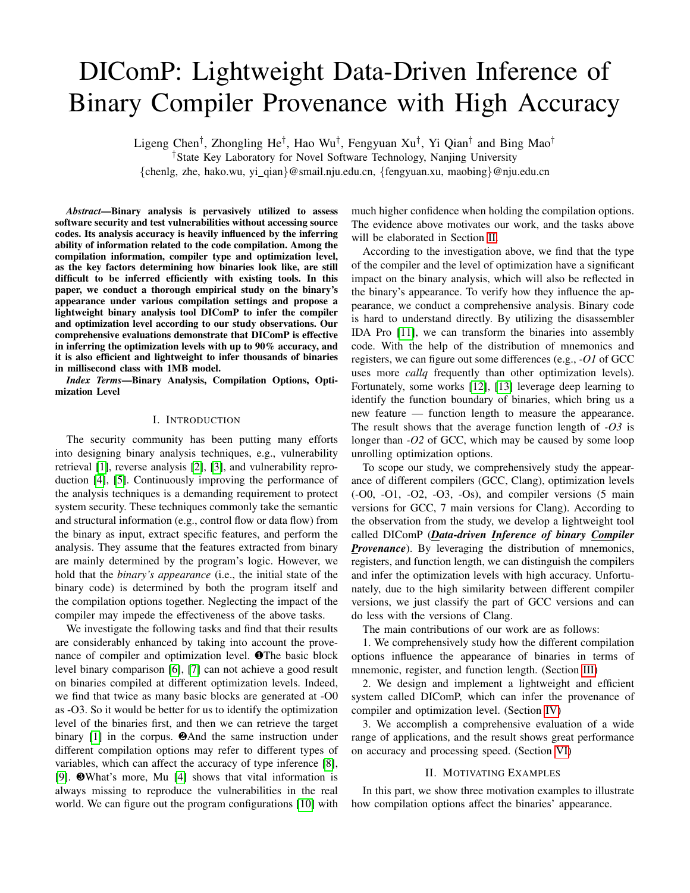# DIComP: Lightweight Data-Driven Inference of Binary Compiler Provenance with High Accuracy

Ligeng Chen†, Zhongling He†, Hao Wu†, Fengyuan Xu†, Yi Qian† and Bing Mao†

†State Key Laboratory for Novel Software Technology, Nanjing University

{chenlg, zhe, hako.wu, yi_qian}@smail.nju.edu.cn, {fengyuan.xu, maobing}@nju.edu.cn

***Abstract*—Binary analysis is pervasively utilized to assess software security and test vulnerabilities without accessing source codes. Its analysis accuracy is heavily influenced by the inferring ability of information related to the code compilation. Among the compilation information, compiler type and optimization level, as the key factors determining how binaries look like, are still difficult to be inferred efficiently with existing tools. In this paper, we conduct a thorough empirical study on the binary's appearance under various compilation settings and propose a lightweight binary analysis tool DIComP to infer the compiler and optimization level according to our study observations. Our comprehensive evaluations demonstrate that DIComP is effective in inferring the optimization levels with up to 90% accuracy, and it is also efficient and lightweight to infer thousands of binaries in millisecond class with 1MB model.**

***Index Terms*—Binary Analysis, Compilation Options, Optimization Level**

## I. Introduction

The security community has been putting many efforts into designing binary analysis techniques, e.g., vulnerability retrieval [1], reverse analysis [2], [3], and vulnerability reproduction [4], [5]. Continuously improving the performance of the analysis techniques is a demanding requirement to protect system security. These techniques commonly take the semantic and structural information (e.g., control flow or data flow) from the binary as input, extract specific features, and perform the analysis. They assume that the features extracted from binary are mainly determined by the program's logic. However, we hold that the *binary's appearance* (i.e., the initial state of the binary code) is determined by both the program itself and the compilation options together. Neglecting the impact of the compiler may impede the effectiveness of the above tasks.

We investigate the following tasks and find that their results are considerably enhanced by taking into account the provenance of compiler and optimization level. ❶The basic block level binary comparison [6], [7] can not achieve a good result on binaries compiled at different optimization levels. Indeed, we find that twice as many basic blocks are generated at -O0 as -O3. So it would be better for us to identify the optimization level of the binaries first, and then we can retrieve the target binary [1] in the corpus. ❷And the same instruction under different compilation options may refer to different types of variables, which can affect the accuracy of type inference [8], [9]. ❸What's more, Mu [4] shows that vital information is always missing to reproduce the vulnerabilities in the real world. We can figure out the program configurations [10] with much higher confidence when holding the compilation options. The evidence above motivates our work, and the tasks above will be elaborated in Section II.

According to the investigation above, we find that the type of the compiler and the level of optimization have a significant impact on the binary analysis, which will also be reflected in the binary's appearance. To verify how they influence the appearance, we conduct a comprehensive analysis. Binary code is hard to understand directly. By utilizing the disassembler IDA Pro [11], we can transform the binaries into assembly code. With the help of the distribution of mnemonics and registers, we can figure out some differences (e.g., *-O1* of GCC uses more *callq* frequently than other optimization levels). Fortunately, some works [12], [13] leverage deep learning to identify the function boundary of binaries, which bring us a new feature — function length to measure the appearance. The result shows that the average function length of *-O3* is longer than *-O2* of GCC, which may be caused by some loop unrolling optimization options.

To scope our study, we comprehensively study the appearance of different compilers (GCC, Clang), optimization levels (-O0, -O1, -O2, -O3, -Os), and compiler versions (5 main versions for GCC, 7 main versions for Clang). According to the observation from the study, we develop a lightweight tool called DIComP (***D**ata-driven **I**nference of binary **Com**piler **P**rovenance*). By leveraging the distribution of mnemonics, registers, and function length, we can distinguish the compilers and infer the optimization levels with high accuracy. Unfortunately, due to the high similarity between different compiler versions, we just classify the part of GCC versions and can do less with the versions of Clang.

The main contributions of our work are as follows:

1. We comprehensively study how the different compilation options influence the appearance of binaries in terms of mnemonic, register, and function length. (Section III)

2. We design and implement a lightweight and efficient system called DIComP, which can infer the provenance of compiler and optimization level. (Section IV)

3. We accomplish a comprehensive evaluation of a wide range of applications, and the result shows great performance on accuracy and processing speed. (Section VI)

## II. Motivating Examples

In this part, we show three motivation examples to illustrate how compilation options affect the binaries' appearance.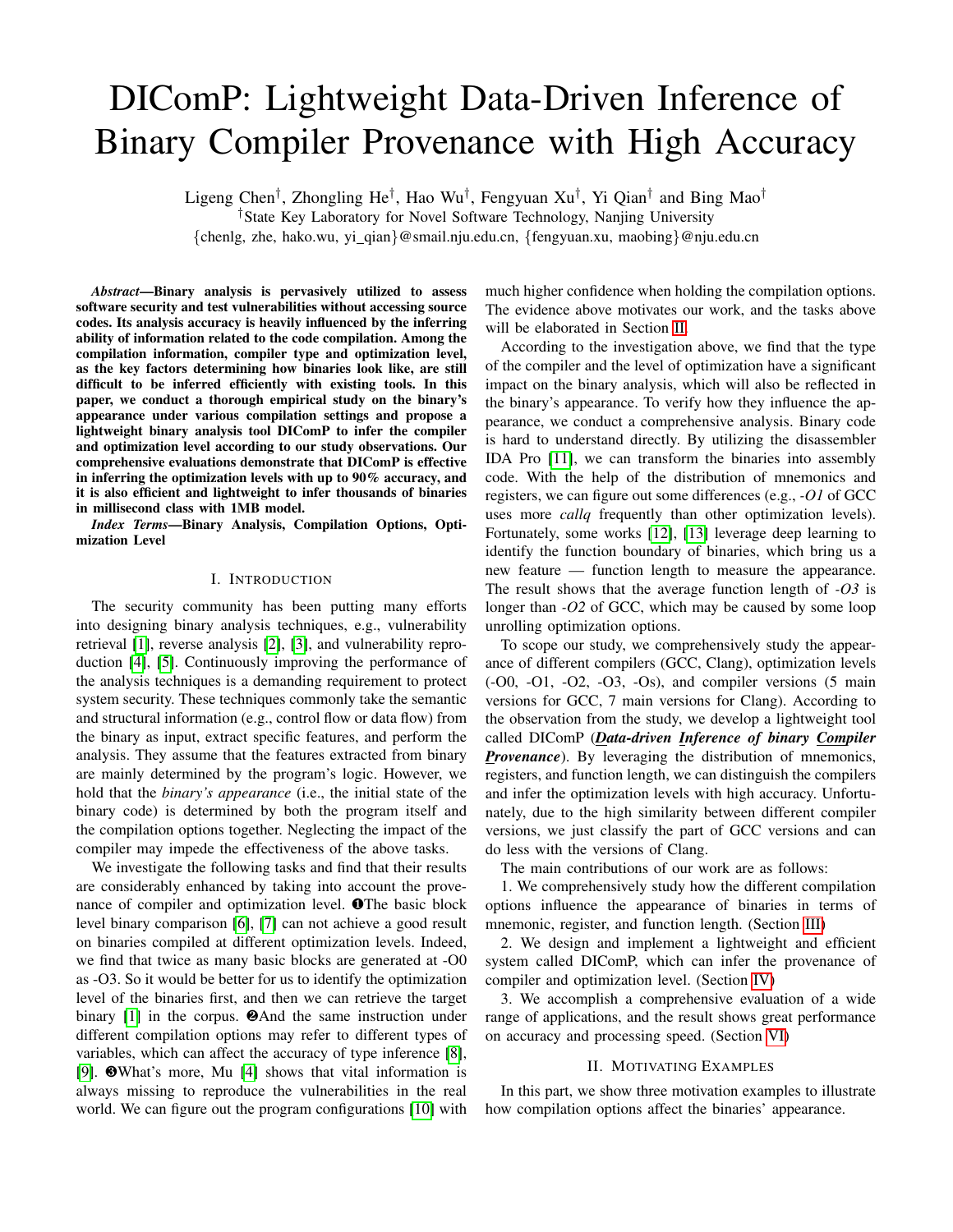# DIComP: Lightweight Data-Driven Inference of Binary Compiler Provenance with High Accuracy

Ligeng Chen†, Zhongling He†, Hao Wu†, Fengyuan Xu†, Yi Qian† and Bing Mao†

†State Key Laboratory for Novel Software Technology, Nanjing University

{chenlg, zhe, hako.wu, yi_qian}@smail.nju.edu.cn, {fengyuan.xu, maobing}@nju.edu.cn

***Abstract*—Binary analysis is pervasively utilized to assess software security and test vulnerabilities without accessing source codes. Its analysis accuracy is heavily influenced by the inferring ability of information related to the code compilation. Among the compilation information, compiler type and optimization level, as the key factors determining how binaries look like, are still difficult to be inferred efficiently with existing tools. In this paper, we conduct a thorough empirical study on the binary's appearance under various compilation settings and propose a lightweight binary analysis tool DIComP to infer the compiler and optimization level according to our study observations. Our comprehensive evaluations demonstrate that DIComP is effective in inferring the optimization levels with up to 90% accuracy, and it is also efficient and lightweight to infer thousands of binaries in millisecond class with 1MB model.**

***Index Terms*—Binary Analysis, Compilation Options, Optimization Level**

## I. Introduction

The security community has been putting many efforts into designing binary analysis techniques, e.g., vulnerability retrieval [1], reverse analysis [2], [3], and vulnerability reproduction [4], [5]. Continuously improving the performance of the analysis techniques is a demanding requirement to protect system security. These techniques commonly take the semantic and structural information (e.g., control flow or data flow) from the binary as input, extract specific features, and perform the analysis. They assume that the features extracted from binary are mainly determined by the program's logic. However, we hold that the *binary's appearance* (i.e., the initial state of the binary code) is determined by both the program itself and the compilation options together. Neglecting the impact of the compiler may impede the effectiveness of the above tasks.

We investigate the following tasks and find that their results are considerably enhanced by taking into account the provenance of compiler and optimization level. ❶The basic block level binary comparison [6], [7] can not achieve a good result on binaries compiled at different optimization levels. Indeed, we find that twice as many basic blocks are generated at -O0 as -O3. So it would be better for us to identify the optimization level of the binaries first, and then we can retrieve the target binary [1] in the corpus. ❷And the same instruction under different compilation options may refer to different types of variables, which can affect the accuracy of type inference [8], [9]. ❸What's more, Mu [4] shows that vital information is always missing to reproduce the vulnerabilities in the real world. We can figure out the program configurations [10] with much higher confidence when holding the compilation options. The evidence above motivates our work, and the tasks above will be elaborated in Section II.

According to the investigation above, we find that the type of the compiler and the level of optimization have a significant impact on the binary analysis, which will also be reflected in the binary's appearance. To verify how they influence the appearance, we conduct a comprehensive analysis. Binary code is hard to understand directly. By utilizing the disassembler IDA Pro [11], we can transform the binaries into assembly code. With the help of the distribution of mnemonics and registers, we can figure out some differences (e.g., *-O1* of GCC uses more *callq* frequently than other optimization levels). Fortunately, some works [12], [13] leverage deep learning to identify the function boundary of binaries, which bring us a new feature — function length to measure the appearance. The result shows that the average function length of *-O3* is longer than *-O2* of GCC, which may be caused by some loop unrolling optimization options.

To scope our study, we comprehensively study the appearance of different compilers (GCC, Clang), optimization levels (-O0, -O1, -O2, -O3, -Os), and compiler versions (5 main versions for GCC, 7 main versions for Clang). According to the observation from the study, we develop a lightweight tool called DIComP (***D**ata-driven **I**nference of binary **Com**piler **P**rovenance*). By leveraging the distribution of mnemonics, registers, and function length, we can distinguish the compilers and infer the optimization levels with high accuracy. Unfortunately, due to the high similarity between different compiler versions, we just classify the part of GCC versions and can do less with the versions of Clang.

The main contributions of our work are as follows:

1. We comprehensively study how the different compilation options influence the appearance of binaries in terms of mnemonic, register, and function length. (Section III)

2. We design and implement a lightweight and efficient system called DIComP, which can infer the provenance of compiler and optimization level. (Section IV)

3. We accomplish a comprehensive evaluation of a wide range of applications, and the result shows great performance on accuracy and processing speed. (Section VI)

## II. Motivating Examples

In this part, we show three motivation examples to illustrate how compilation options affect the binaries' appearance.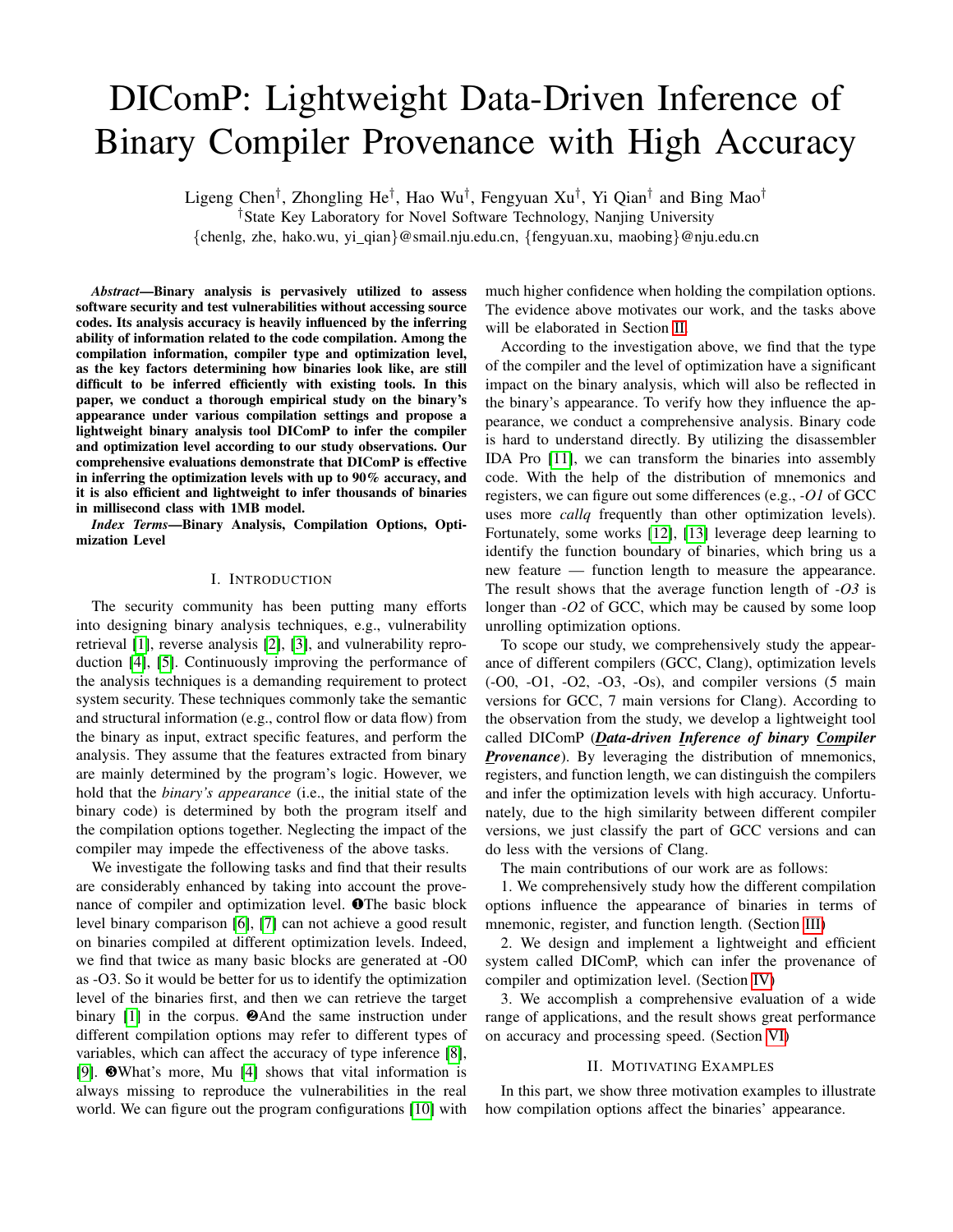# DIComP: Lightweight Data-Driven Inference of Binary Compiler Provenance with High Accuracy

Ligeng Chen[†], Zhongling He[†], Hao Wu[†], Fengyuan Xu[†], Yi Qian[†] and Bing Mao[†]

[†]State Key Laboratory for Novel Software Technology, Nanjing University

{chenlg, zhe, hako.wu, yi_qian}@smail.nju.edu.cn, {fengyuan.xu, maobing}@nju.edu.cn

***Abstract*—Binary analysis is pervasively utilized to assess software security and test vulnerabilities without accessing source codes. Its analysis accuracy is heavily influenced by the inferring ability of information related to the code compilation. Among the compilation information, compiler type and optimization level, as the key factors determining how binaries look like, are still difficult to be inferred efficiently with existing tools. In this paper, we conduct a thorough empirical study on the binary's appearance under various compilation settings and propose a lightweight binary analysis tool DIComP to infer the compiler and optimization level according to our study observations. Our comprehensive evaluations demonstrate that DIComP is effective in inferring the optimization levels with up to 90% accuracy, and it is also efficient and lightweight to infer thousands of binaries in millisecond class with 1MB model.**

***Index Terms*—Binary Analysis, Compilation Options, Optimization Level**

## I. Introduction

The security community has been putting many efforts into designing binary analysis techniques, e.g., vulnerability retrieval [1], reverse analysis [2], [3], and vulnerability reproduction [4], [5]. Continuously improving the performance of the analysis techniques is a demanding requirement to protect system security. These techniques commonly take the semantic and structural information (e.g., control flow or data flow) from the binary as input, extract specific features, and perform the analysis. They assume that the features extracted from binary are mainly determined by the program's logic. However, we hold that the *binary's appearance* (i.e., the initial state of the binary code) is determined by both the program itself and the compilation options together. Neglecting the impact of the compiler may impede the effectiveness of the above tasks.

We investigate the following tasks and find that their results are considerably enhanced by taking into account the provenance of compiler and optimization level. ❶The basic block level binary comparison [6], [7] can not achieve a good result on binaries compiled at different optimization levels. Indeed, we find that twice as many basic blocks are generated at -O0 as -O3. So it would be better for us to identify the optimization level of the binaries first, and then we can retrieve the target binary [1] in the corpus. ❷And the same instruction under different compilation options may refer to different types of variables, which can affect the accuracy of type inference [8], [9]. ❸What's more, Mu [4] shows that vital information is always missing to reproduce the vulnerabilities in the real world. We can figure out the program configurations [10] with much higher confidence when holding the compilation options. The evidence above motivates our work, and the tasks above will be elaborated in Section II.

According to the investigation above, we find that the type of the compiler and the level of optimization have a significant impact on the binary analysis, which will also be reflected in the binary's appearance. To verify how they influence the appearance, we conduct a comprehensive analysis. Binary code is hard to understand directly. By utilizing the disassembler IDA Pro [11], we can transform the binaries into assembly code. With the help of the distribution of mnemonics and registers, we can figure out some differences (e.g., *-O1* of GCC uses more *callq* frequently than other optimization levels). Fortunately, some works [12], [13] leverage deep learning to identify the function boundary of binaries, which bring us a new feature — function length to measure the appearance. The result shows that the average function length of *-O3* is longer than *-O2* of GCC, which may be caused by some loop unrolling optimization options.

To scope our study, we comprehensively study the appearance of different compilers (GCC, Clang), optimization levels (-O0, -O1, -O2, -O3, -Os), and compiler versions (5 main versions for GCC, 7 main versions for Clang). According to the observation from the study, we develop a lightweight tool called DIComP (***D****ata-driven* ***I****nference of binary* ***Com****piler* ***P****rovenance*). By leveraging the distribution of mnemonics, registers, and function length, we can distinguish the compilers and infer the optimization levels with high accuracy. Unfortunately, due to the high similarity between different compiler versions, we just classify the part of GCC versions and can do less with the versions of Clang.

The main contributions of our work are as follows:

1. We comprehensively study how the different compilation options influence the appearance of binaries in terms of mnemonic, register, and function length. (Section III)

2. We design and implement a lightweight and efficient system called DIComP, which can infer the provenance of compiler and optimization level. (Section IV)

3. We accomplish a comprehensive evaluation of a wide range of applications, and the result shows great performance on accuracy and processing speed. (Section VI)

## II. Motivating Examples

In this part, we show three motivation examples to illustrate how compilation options affect the binaries' appearance.